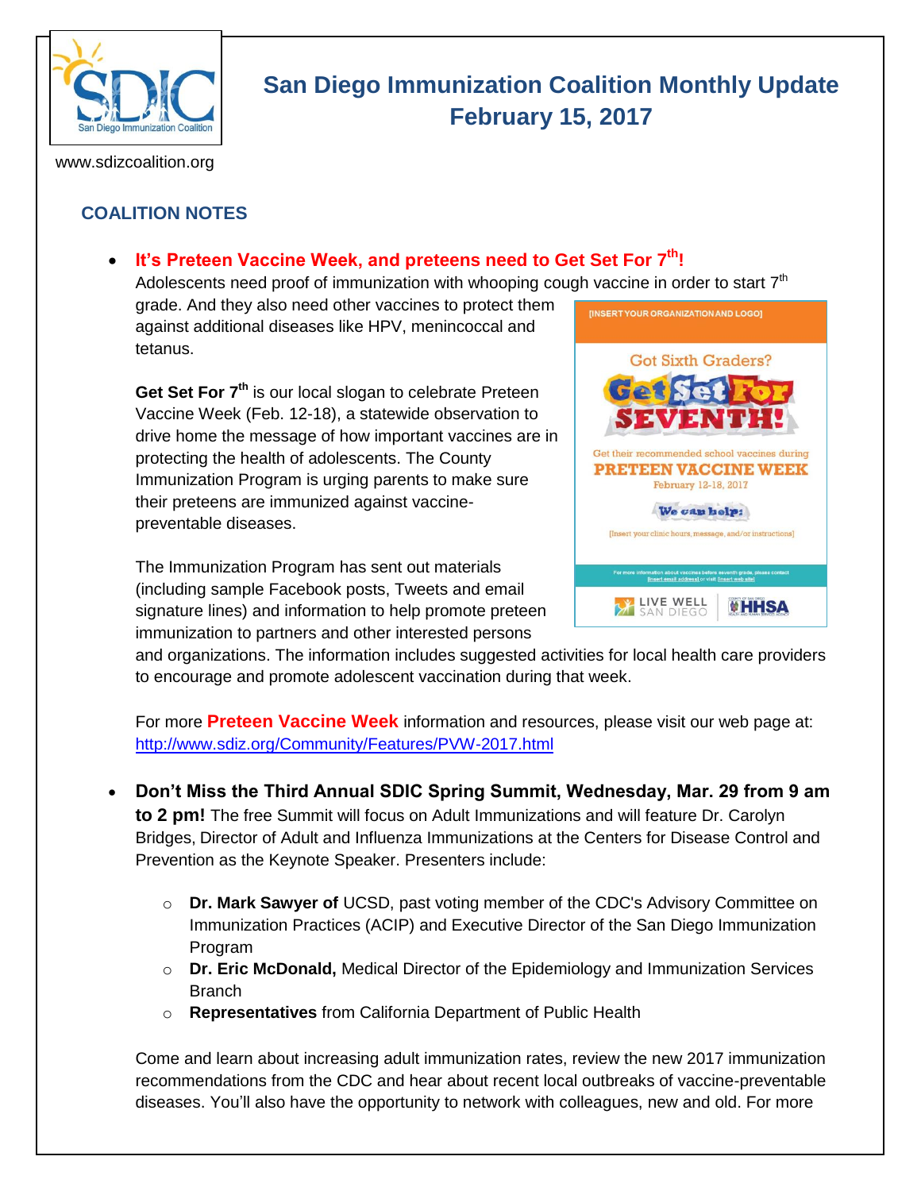# San Diego Immunization Coalition Monthly Update
# February 15, 2017

www.sdizcoalition.org

## COALITION NOTES

- **It's Preteen Vaccine Week, and preteens need to Get Set For 7th!**

  Adolescents need proof of immunization with whooping cough vaccine in order to start 7th grade. And they also need other vaccines to protect them against additional diseases like HPV, menincoccal and tetanus.

  **Get Set For 7th** is our local slogan to celebrate Preteen Vaccine Week (Feb. 12-18), a statewide observation to drive home the message of how important vaccines are in protecting the health of adolescents. The County Immunization Program is urging parents to make sure their preteens are immunized against vaccine-preventable diseases.

  The Immunization Program has sent out materials (including sample Facebook posts, Tweets and email signature lines) and information to help promote preteen immunization to partners and other interested persons and organizations. The information includes suggested activities for local health care providers to encourage and promote adolescent vaccination during that week.

  For more **Preteen Vaccine Week** information and resources, please visit our web page at: http://www.sdiz.org/Community/Features/PVW-2017.html

- **Don't Miss the Third Annual SDIC Spring Summit, Wednesday, Mar. 29 from 9 am to 2 pm!** The free Summit will focus on Adult Immunizations and will feature Dr. Carolyn Bridges, Director of Adult and Influenza Immunizations at the Centers for Disease Control and Prevention as the Keynote Speaker. Presenters include:

  - **Dr. Mark Sawyer of** UCSD, past voting member of the CDC's Advisory Committee on Immunization Practices (ACIP) and Executive Director of the San Diego Immunization Program
  - **Dr. Eric McDonald,** Medical Director of the Epidemiology and Immunization Services Branch
  - **Representatives** from California Department of Public Health

  Come and learn about increasing adult immunization rates, review the new 2017 immunization recommendations from the CDC and hear about recent local outbreaks of vaccine-preventable diseases. You'll also have the opportunity to network with colleagues, new and old. For more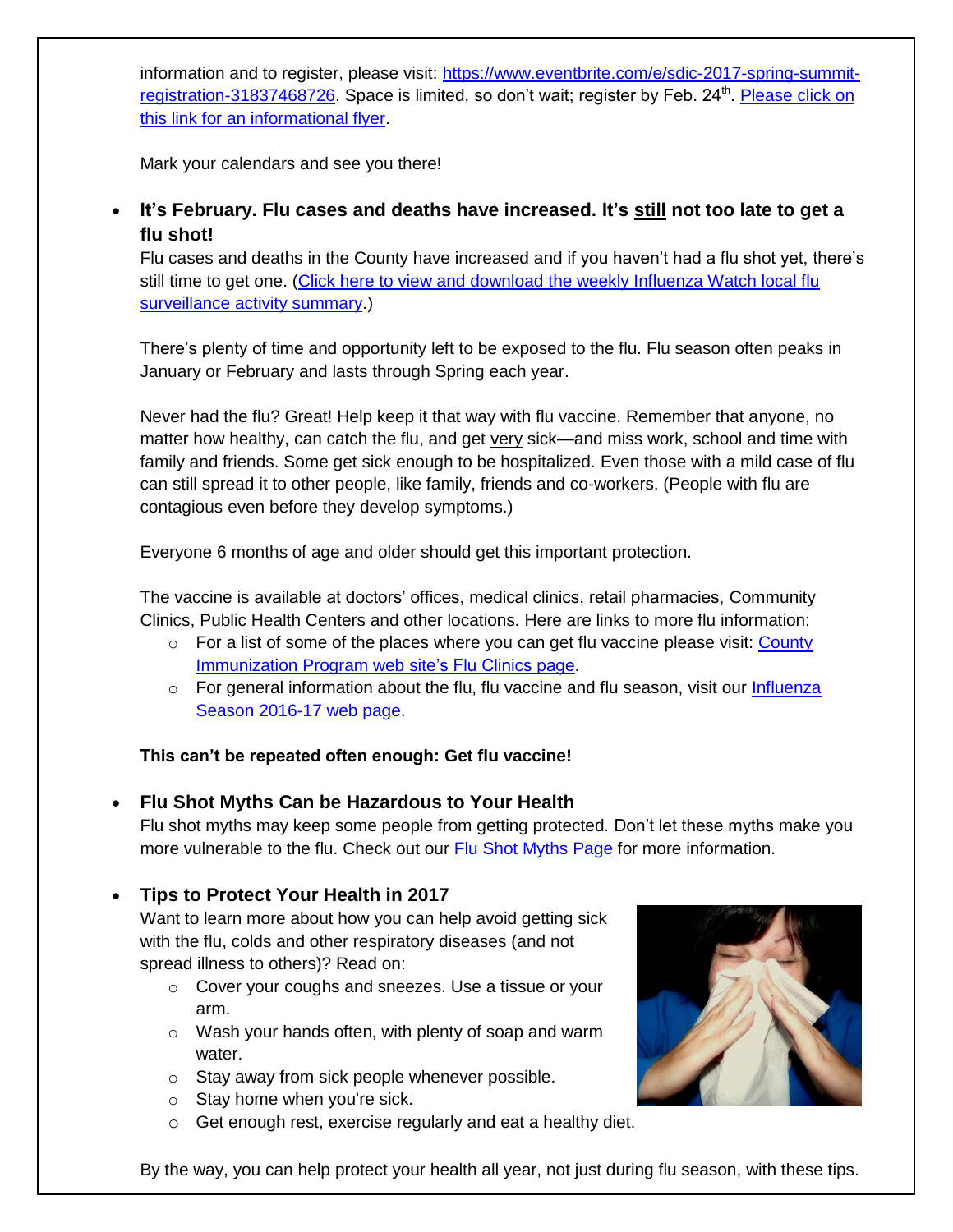information and to register, please visit: [https://www.eventbrite.com/e/sdic-2017-spring-summit-registration-31837468726](https://www.eventbrite.com/e/sdic-2017-spring-summit-registration-31837468726). Space is limited, so don't wait; register by Feb. 24th. Please click on this link for an informational flyer.

Mark your calendars and see you there!

- **It's February. Flu cases and deaths have increased. It's still not too late to get a flu shot!**

  Flu cases and deaths in the County have increased and if you haven't had a flu shot yet, there's still time to get one. (Click here to view and download the weekly Influenza Watch local flu surveillance activity summary.)

  There's plenty of time and opportunity left to be exposed to the flu. Flu season often peaks in January or February and lasts through Spring each year.

  Never had the flu? Great! Help keep it that way with flu vaccine. Remember that anyone, no matter how healthy, can catch the flu, and get very sick—and miss work, school and time with family and friends. Some get sick enough to be hospitalized. Even those with a mild case of flu can still spread it to other people, like family, friends and co-workers. (People with flu are contagious even before they develop symptoms.)

  Everyone 6 months of age and older should get this important protection.

  The vaccine is available at doctors' offices, medical clinics, retail pharmacies, Community Clinics, Public Health Centers and other locations. Here are links to more flu information:
  - For a list of some of the places where you can get flu vaccine please visit: County Immunization Program web site's Flu Clinics page.
  - For general information about the flu, flu vaccine and flu season, visit our Influenza Season 2016-17 web page.

  **This can't be repeated often enough: Get flu vaccine!**

- **Flu Shot Myths Can be Hazardous to Your Health**

  Flu shot myths may keep some people from getting protected. Don't let these myths make you more vulnerable to the flu. Check out our Flu Shot Myths Page for more information.

- **Tips to Protect Your Health in 2017**

  Want to learn more about how you can help avoid getting sick with the flu, colds and other respiratory diseases (and not spread illness to others)? Read on:
  - Cover your coughs and sneezes. Use a tissue or your arm.
  - Wash your hands often, with plenty of soap and warm water.
  - Stay away from sick people whenever possible.
  - Stay home when you're sick.
  - Get enough rest, exercise regularly and eat a healthy diet.

  By the way, you can help protect your health all year, not just during flu season, with these tips.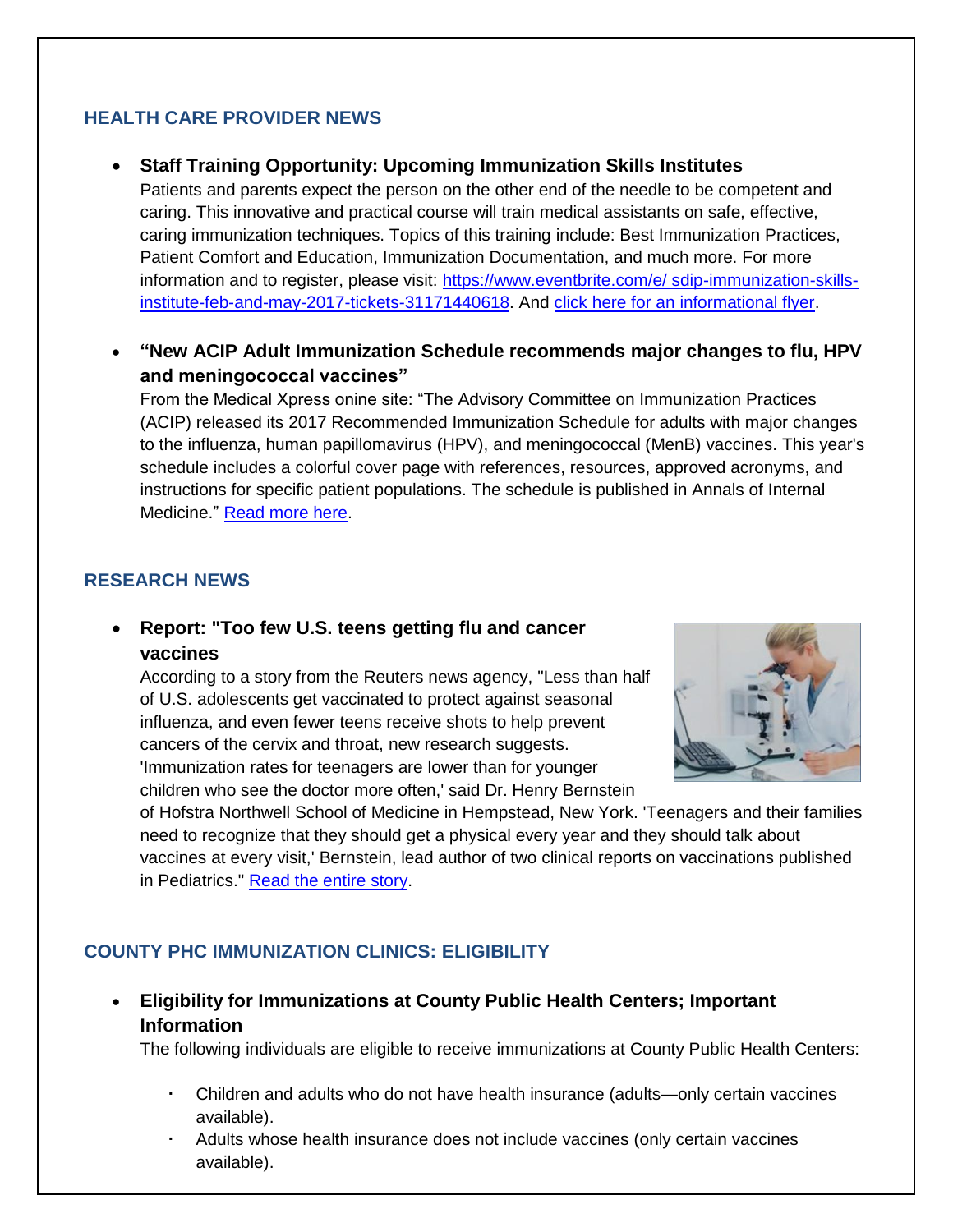## HEALTH CARE PROVIDER NEWS

- **Staff Training Opportunity: Upcoming Immunization Skills Institutes**
  Patients and parents expect the person on the other end of the needle to be competent and caring. This innovative and practical course will train medical assistants on safe, effective, caring immunization techniques. Topics of this training include: Best Immunization Practices, Patient Comfort and Education, Immunization Documentation, and much more. For more information and to register, please visit: [https://www.eventbrite.com/e/ sdip-immunization-skills-institute-feb-and-may-2017-tickets-31171440618](https://www.eventbrite.com/e/sdip-immunization-skills-institute-feb-and-may-2017-tickets-31171440618). And [click here for an informational flyer](#).

- **"New ACIP Adult Immunization Schedule recommends major changes to flu, HPV and meningococcal vaccines"**
  From the Medical Xpress onine site: "The Advisory Committee on Immunization Practices (ACIP) released its 2017 Recommended Immunization Schedule for adults with major changes to the influenza, human papillomavirus (HPV), and meningococcal (MenB) vaccines. This year's schedule includes a colorful cover page with references, resources, approved acronyms, and instructions for specific patient populations. The schedule is published in Annals of Internal Medicine." [Read more here](#).

## RESEARCH NEWS

- **Report: "Too few U.S. teens getting flu and cancer vaccines**
  According to a story from the Reuters news agency, "Less than half of U.S. adolescents get vaccinated to protect against seasonal influenza, and even fewer teens receive shots to help prevent cancers of the cervix and throat, new research suggests. 'Immunization rates for teenagers are lower than for younger children who see the doctor more often,' said Dr. Henry Bernstein of Hofstra Northwell School of Medicine in Hempstead, New York. 'Teenagers and their families need to recognize that they should get a physical every year and they should talk about vaccines at every visit,' Bernstein, lead author of two clinical reports on vaccinations published in Pediatrics." [Read the entire story](#).

## COUNTY PHC IMMUNIZATION CLINICS: ELIGIBILITY

- **Eligibility for Immunizations at County Public Health Centers; Important Information**
  The following individuals are eligible to receive immunizations at County Public Health Centers:
  - Children and adults who do not have health insurance (adults—only certain vaccines available).
  - Adults whose health insurance does not include vaccines (only certain vaccines available).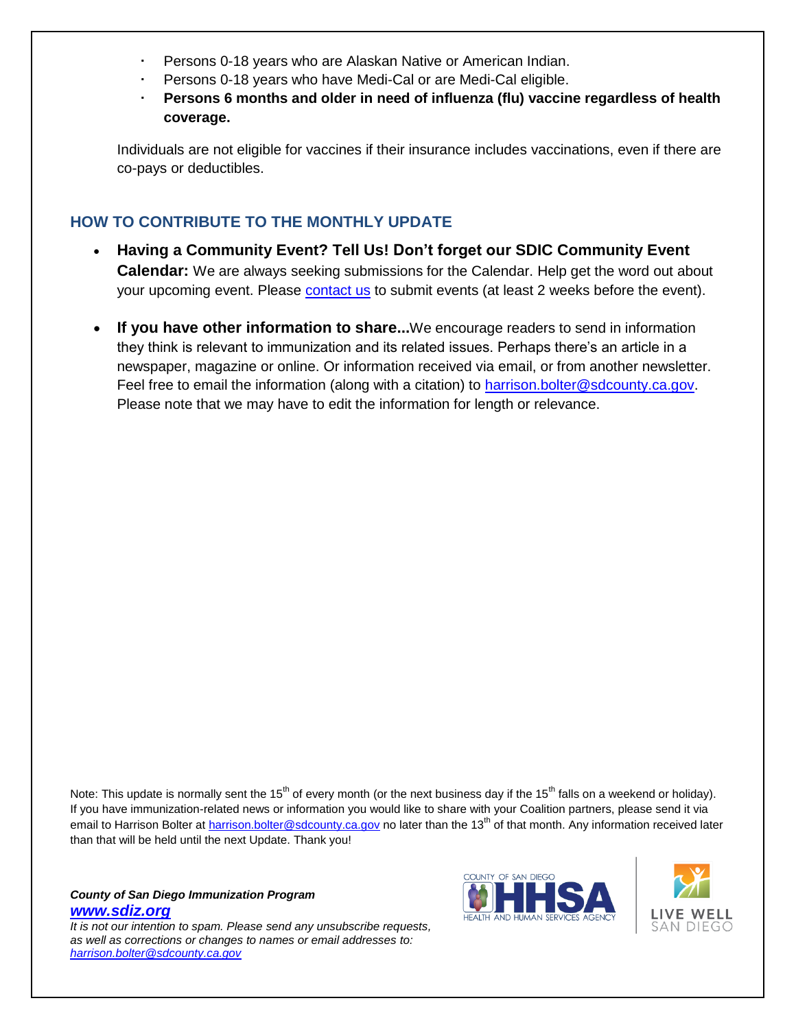- Persons 0-18 years who are Alaskan Native or American Indian.
- Persons 0-18 years who have Medi-Cal or are Medi-Cal eligible.
- **Persons 6 months and older in need of influenza (flu) vaccine regardless of health coverage.**

Individuals are not eligible for vaccines if their insurance includes vaccinations, even if there are co-pays or deductibles.

## HOW TO CONTRIBUTE TO THE MONTHLY UPDATE

- **Having a Community Event? Tell Us! Don't forget our SDIC Community Event Calendar:** We are always seeking submissions for the Calendar. Help get the word out about your upcoming event. Please contact us to submit events (at least 2 weeks before the event).

- **If you have other information to share...** We encourage readers to send in information they think is relevant to immunization and its related issues. Perhaps there's an article in a newspaper, magazine or online. Or information received via email, or from another newsletter. Feel free to email the information (along with a citation) to harrison.bolter@sdcounty.ca.gov. Please note that we may have to edit the information for length or relevance.

Note: This update is normally sent the 15th of every month (or the next business day if the 15th falls on a weekend or holiday). If you have immunization-related news or information you would like to share with your Coalition partners, please send it via email to Harrison Bolter at harrison.bolter@sdcounty.ca.gov no later than the 13th of that month. Any information received later than that will be held until the next Update. Thank you!

***County of San Diego Immunization Program***
***www.sdiz.org***
*It is not our intention to spam. Please send any unsubscribe requests, as well as corrections or changes to names or email addresses to: harrison.bolter@sdcounty.ca.gov*

COUNTY OF SAN DIEGO HHSA HEALTH AND HUMAN SERVICES AGENCY

LIVE WELL SAN DIEGO